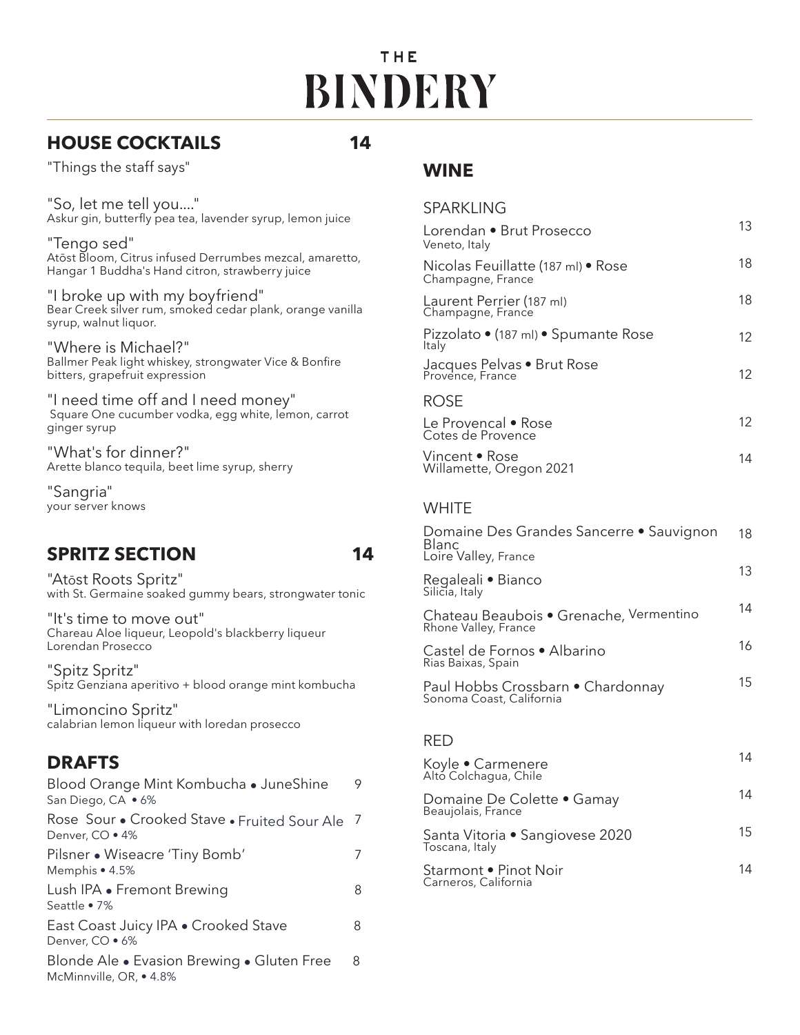# THE BINDERY

## HOUSE COCKTAILS 14

"Things the staff says"

"So, let me tell you...."
Askur gin, butterfly pea tea, lavender syrup, lemon juice

"Tengo sed"
Atōst Bloom, Citrus infused Derrumbes mezcal, amaretto, Hangar 1 Buddha's Hand citron, strawberry juice

"I broke up with my boyfriend"
Bear Creek silver rum, smoked cedar plank, orange vanilla syrup, walnut liquor.

"Where is Michael?"
Ballmer Peak light whiskey, strongwater Vice & Bonfire bitters, grapefruit expression

"I need time off and I need money"
Square One cucumber vodka, egg white, lemon, carrot ginger syrup

"What's for dinner?"
Arette blanco tequila, beet lime syrup, sherry

"Sangria"
your server knows

## SPRITZ SECTION 14

"Atōst Roots Spritz"
with St. Germaine soaked gummy bears, strongwater tonic

"It's time to move out"
Chareau Aloe liqueur, Leopold's blackberry liqueur Lorendan Prosecco

"Spitz Spritz"
Spitz Genziana aperitivo + blood orange mint kombucha

"Limoncino Spritz"
calabrian lemon liqueur with loredan prosecco

## DRAFTS

| Item | Price |
|---|---|
| Blood Orange Mint Kombucha • JuneShine<br>San Diego, CA • 6% | 9 |
| Rose Sour • Crooked Stave • Fruited Sour Ale<br>Denver, CO • 4% | 7 |
| Pilsner • Wiseacre 'Tiny Bomb'<br>Memphis • 4.5% | 7 |
| Lush IPA • Fremont Brewing<br>Seattle • 7% | 8 |
| East Coast Juicy IPA • Crooked Stave<br>Denver, CO • 6% | 8 |
| Blonde Ale • Evasion Brewing • Gluten Free<br>McMinnville, OR, • 4.8% | 8 |

## WINE

### SPARKLING

| Wine | Price |
|---|---|
| Lorendan • Brut Prosecco<br>Veneto, Italy | 13 |
| Nicolas Feuillatte (187 ml) • Rose<br>Champagne, France | 18 |
| Laurent Perrier (187 ml)<br>Champagne, France | 18 |
| Pizzolato • (187 ml) • Spumante Rose<br>Italy | 12 |
| Jacques Pelvas • Brut Rose<br>Provence, France | 12 |

### ROSE

| Wine | Price |
|---|---|
| Le Provencal • Rose<br>Cotes de Provence | 12 |
| Vincent • Rose<br>Willamette, Oregon 2021 | 14 |

### WHITE

| Wine | Price |
|---|---|
| Domaine Des Grandes Sancerre • Sauvignon Blanc<br>Loire Valley, France | 18 |
| Regaleali • Bianco<br>Silicia, Italy | 13 |
| Chateau Beaubois • Grenache, Vermentino<br>Rhone Valley, France | 14 |
| Castel de Fornos • Albarino<br>Rias Baixas, Spain | 16 |
| Paul Hobbs Crossbarn • Chardonnay<br>Sonoma Coast, California | 15 |

### RED

| Wine | Price |
|---|---|
| Koyle • Carmenere<br>Alto Colchagua, Chile | 14 |
| Domaine De Colette • Gamay<br>Beaujolais, France | 14 |
| Santa Vitoria • Sangiovese 2020<br>Toscana, Italy | 15 |
| Starmont • Pinot Noir<br>Carneros, California | 14 |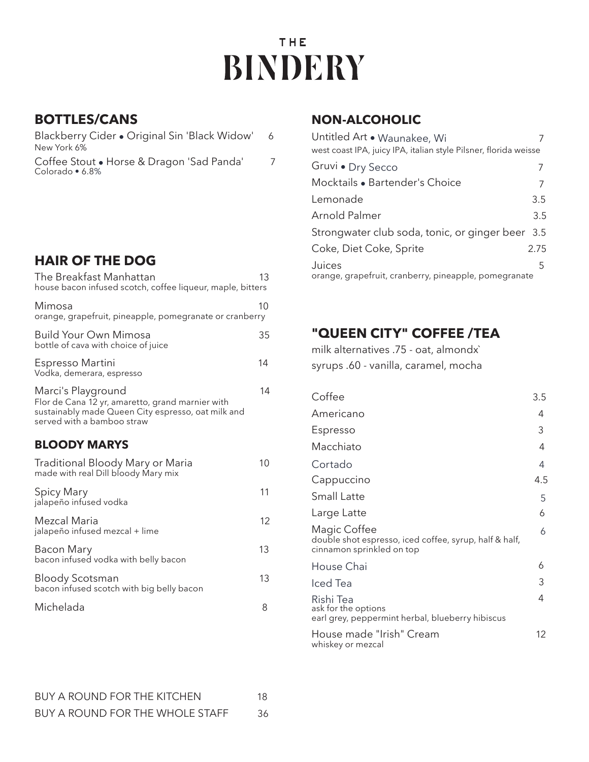# THE BINDERY

## BOTTLES/CANS

Blackberry Cider • Original Sin 'Black Widow' 6
New York 6%

Coffee Stout • Horse & Dragon 'Sad Panda' 7
Colorado • 6.8%

## HAIR OF THE DOG

The Breakfast Manhattan 13
house bacon infused scotch, coffee liqueur, maple, bitters

Mimosa 10
orange, grapefruit, pineapple, pomegranate or cranberry

Build Your Own Mimosa 35
bottle of cava with choice of juice

Espresso Martini 14
Vodka, demerara, espresso

Marci's Playground 14
Flor de Cana 12 yr, amaretto, grand marnier with sustainably made Queen City espresso, oat milk and served with a bamboo straw

### BLOODY MARYS

Traditional Bloody Mary or Maria 10
made with real Dill bloody Mary mix

Spicy Mary 11
jalapeño infused vodka

Mezcal Maria 12
jalapeño infused mezcal + lime

Bacon Mary 13
bacon infused vodka with belly bacon

Bloody Scotsman 13
bacon infused scotch with big belly bacon

Michelada 8

## NON-ALCOHOLIC

Untitled Art • Waunakee, Wi 7
west coast IPA, juicy IPA, italian style Pilsner, florida weisse

Gruvi • Dry Secco 7

Mocktails • Bartender's Choice 7

Lemonade 3.5

Arnold Palmer 3.5

Strongwater club soda, tonic, or ginger beer 3.5

Coke, Diet Coke, Sprite 2.75

Juices 5
orange, grapefruit, cranberry, pineapple, pomegranate

## "QUEEN CITY" COFFEE /TEA

milk alternatives .75 - oat, almondx`

syrups .60 - vanilla, caramel, mocha

Coffee 3.5

Americano 4

Espresso 3

Macchiato 4

Cortado 4

Cappuccino 4.5

Small Latte 5

Large Latte 6

Magic Coffee 6
double shot espresso, iced coffee, syrup, half & half, cinnamon sprinkled on top

House Chai 6

Iced Tea 3

Rishi Tea 4
ask for the options
earl grey, peppermint herbal, blueberry hibiscus

House made "Irish" Cream 12
whiskey or mezcal

BUY A ROUND FOR THE KITCHEN 18

BUY A ROUND FOR THE WHOLE STAFF 36